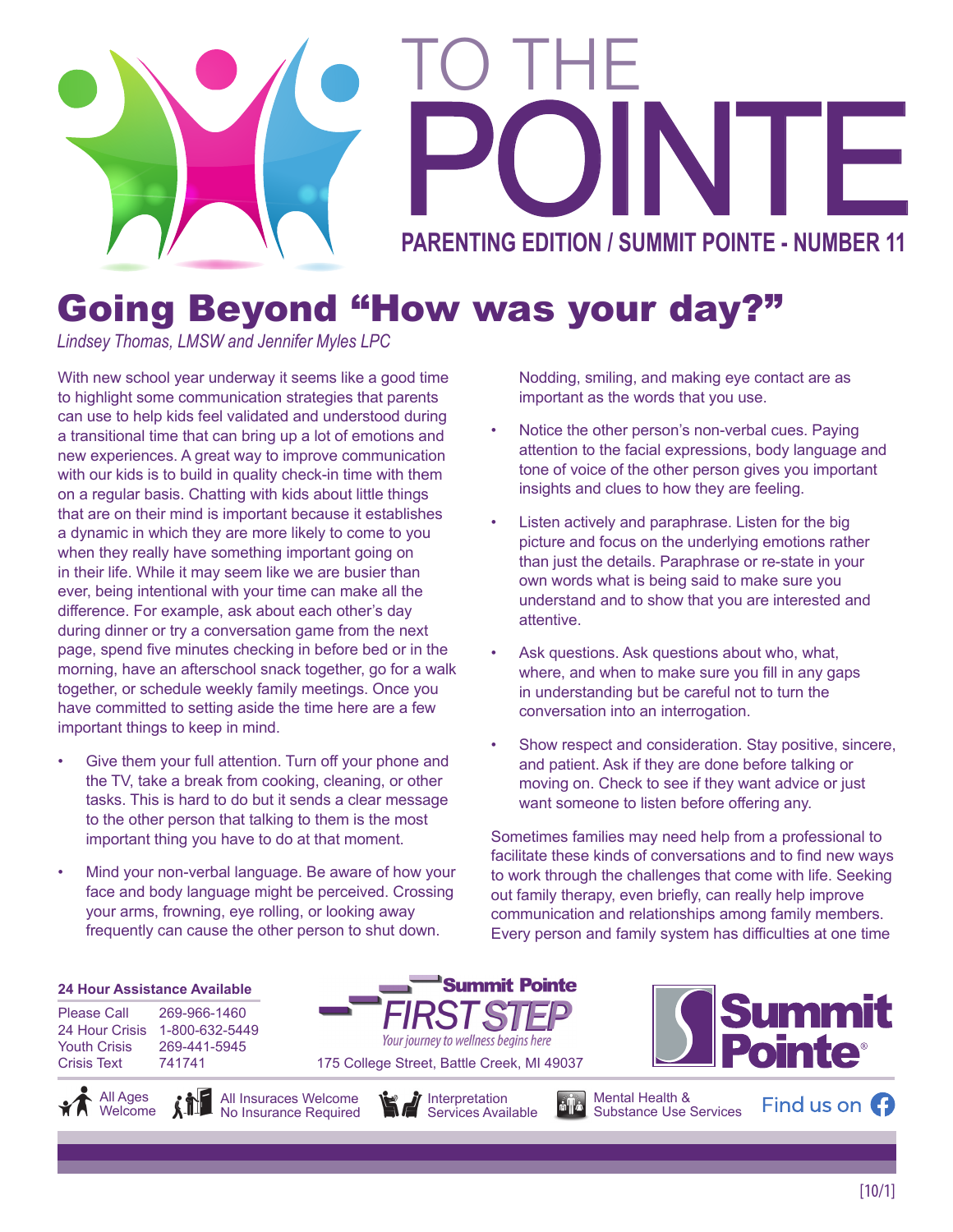# TO THE POINTE

**PARENTING EDITION / SUMMIT POINTE - NUMBER 11**

## Going Beyond "How was your day?"

*Lindsey Thomas, LMSW and Jennifer Myles LPC*

With new school year underway it seems like a good time to highlight some communication strategies that parents can use to help kids feel validated and understood during a transitional time that can bring up a lot of emotions and new experiences. A great way to improve communication with our kids is to build in quality check-in time with them on a regular basis. Chatting with kids about little things that are on their mind is important because it establishes a dynamic in which they are more likely to come to you when they really have something important going on in their life. While it may seem like we are busier than ever, being intentional with your time can make all the difference. For example, ask about each other's day during dinner or try a conversation game from the next page, spend five minutes checking in before bed or in the morning, have an afterschool snack together, go for a walk together, or schedule weekly family meetings. Once you have committed to setting aside the time here are a few important things to keep in mind.

- Give them your full attention. Turn off your phone and the TV, take a break from cooking, cleaning, or other tasks. This is hard to do but it sends a clear message to the other person that talking to them is the most important thing you have to do at that moment.
- Mind your non-verbal language. Be aware of how your face and body language might be perceived. Crossing your arms, frowning, eye rolling, or looking away frequently can cause the other person to shut down. Nodding, smiling, and making eye contact are as important as the words that you use.
- Notice the other person's non-verbal cues. Paying attention to the facial expressions, body language and tone of voice of the other person gives you important insights and clues to how they are feeling.
- Listen actively and paraphrase. Listen for the big picture and focus on the underlying emotions rather than just the details. Paraphrase or re-state in your own words what is being said to make sure you understand and to show that you are interested and attentive.
- Ask questions. Ask questions about who, what, where, and when to make sure you fill in any gaps in understanding but be careful not to turn the conversation into an interrogation.
- Show respect and consideration. Stay positive, sincere, and patient. Ask if they are done before talking or moving on. Check to see if they want advice or just want someone to listen before offering any.

Sometimes families may need help from a professional to facilitate these kinds of conversations and to find new ways to work through the challenges that come with life. Seeking out family therapy, even briefly, can really help improve communication and relationships among family members. Every person and family system has difficulties at one time

**24 Hour Assistance Available**

| | |
|---|---|
| Please Call | 269-966-1460 |
| 24 Hour Crisis | 1-800-632-5449 |
| Youth Crisis | 269-441-5945 |
| Crisis Text | 741741 |

**Summit Pointe FIRST STEP**
*Your journey to wellness begins here*
175 College Street, Battle Creek, MI 49037

**Summit Pointe®**

All Ages Welcome | All Insurances Welcome No Insurance Required | Interpretation Services Available | Mental Health & Substance Use Services | Find us on Facebook

[10/1]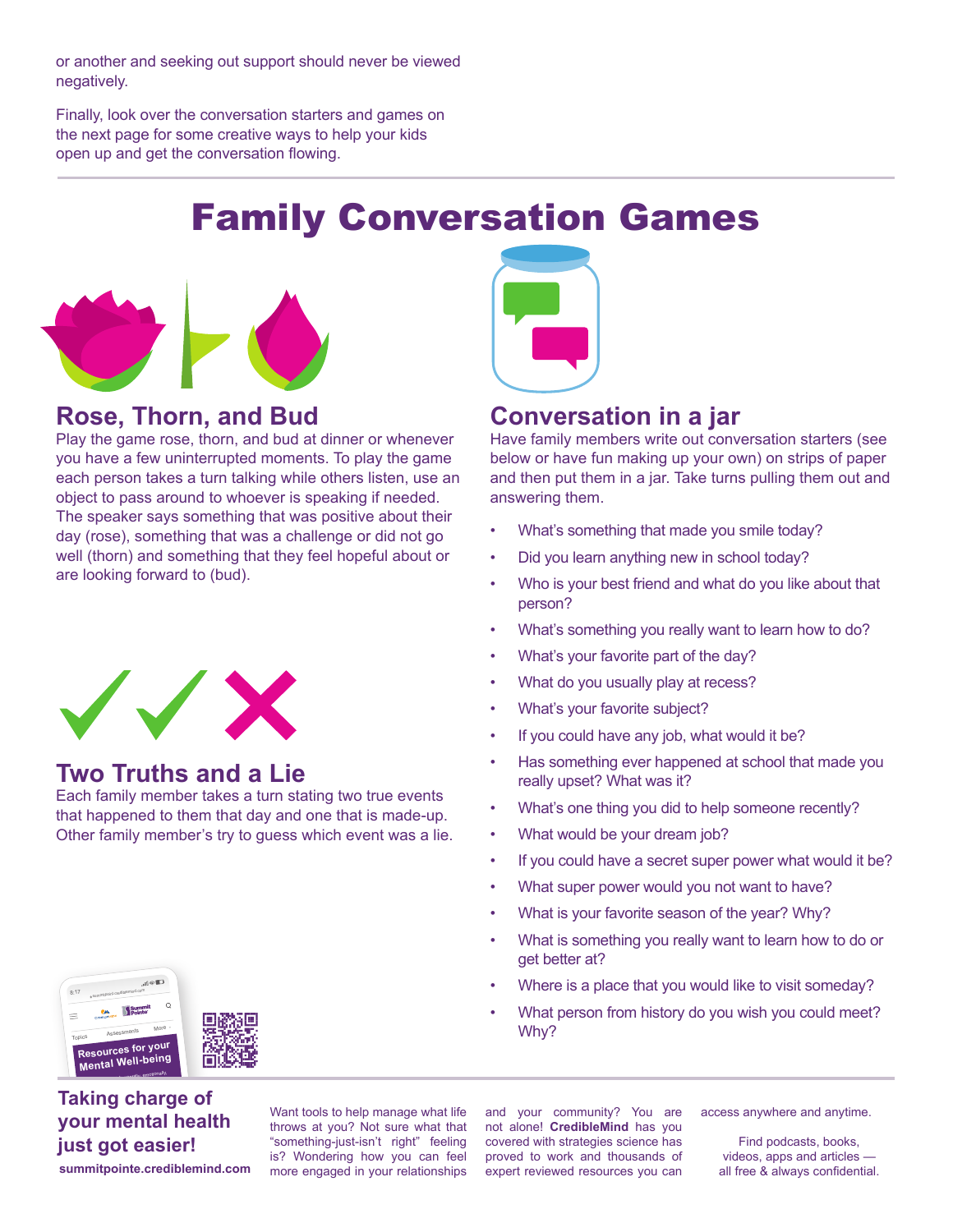or another and seeking out support should never be viewed negatively.

Finally, look over the conversation starters and games on the next page for some creative ways to help your kids open up and get the conversation flowing.

# Family Conversation Games

## Rose, Thorn, and Bud

Play the game rose, thorn, and bud at dinner or whenever you have a few uninterrupted moments. To play the game each person takes a turn talking while others listen, use an object to pass around to whoever is speaking if needed. The speaker says something that was positive about their day (rose), something that was a challenge or did not go well (thorn) and something that they feel hopeful about or are looking forward to (bud).

## Two Truths and a Lie

Each family member takes a turn stating two true events that happened to them that day and one that is made-up. Other family member's try to guess which event was a lie.

## Conversation in a jar

Have family members write out conversation starters (see below or have fun making up your own) on strips of paper and then put them in a jar. Take turns pulling them out and answering them.

- What's something that made you smile today?
- Did you learn anything new in school today?
- Who is your best friend and what do you like about that person?
- What's something you really want to learn how to do?
- What's your favorite part of the day?
- What do you usually play at recess?
- What's your favorite subject?
- If you could have any job, what would it be?
- Has something ever happened at school that made you really upset? What was it?
- What's one thing you did to help someone recently?
- What would be your dream job?
- If you could have a secret super power what would it be?
- What super power would you not want to have?
- What is your favorite season of the year? Why?
- What is something you really want to learn how to do or get better at?
- Where is a place that you would like to visit someday?
- What person from history do you wish you could meet? Why?

**Taking charge of your mental health just got easier!**

**summitpointe.crediblemind.com**

Want tools to help manage what life throws at you? Not sure what that "something-just-isn't right" feeling is? Wondering how you can feel more engaged in your relationships and your community? You are not alone! **CredibleMind** has you covered with strategies science has proved to work and thousands of expert reviewed resources you can access anywhere and anytime.

Find podcasts, books, videos, apps and articles — all free & always confidential.